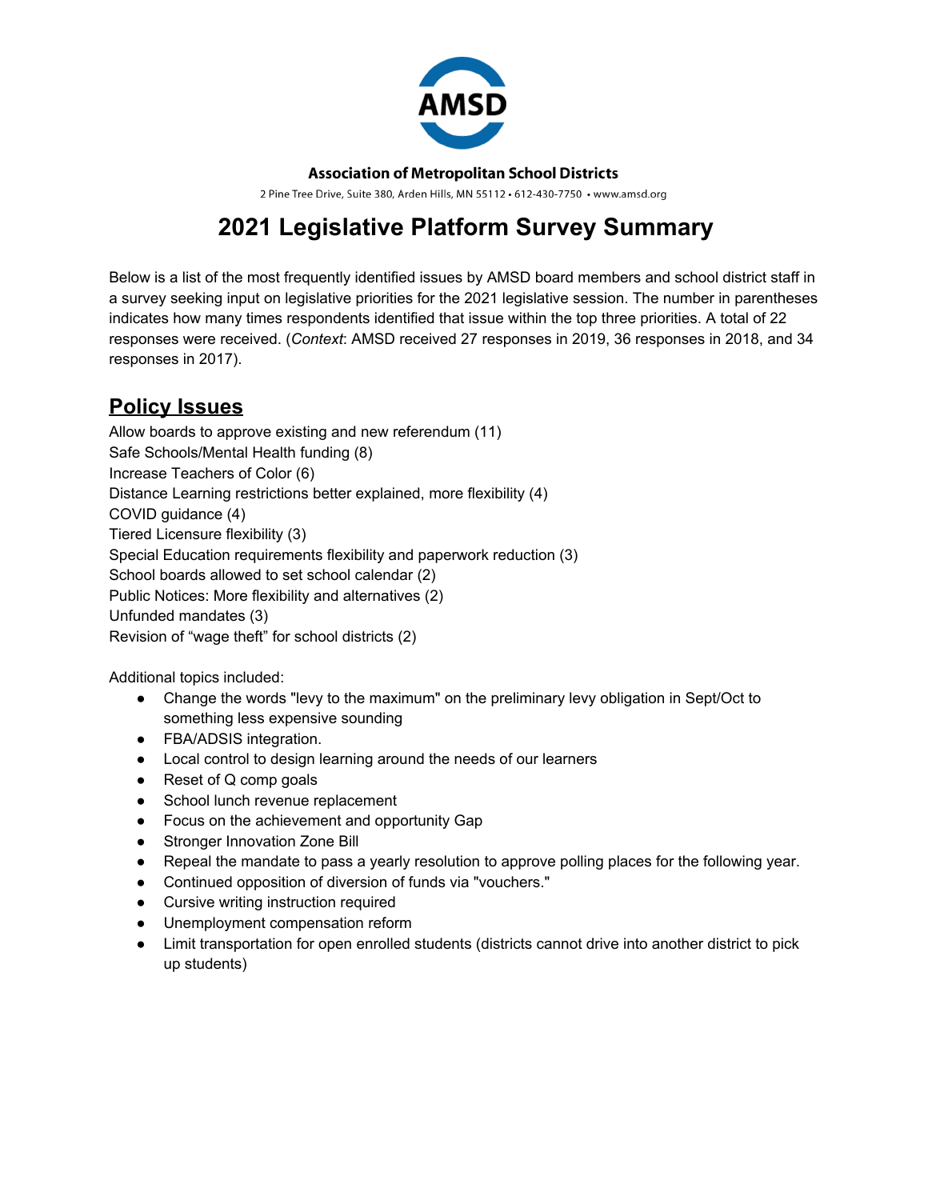**Association of Metropolitan School Districts**

2 Pine Tree Drive, Suite 380, Arden Hills, MN 55112 • 612-430-7750 • www.amsd.org

# 2021 Legislative Platform Survey Summary

Below is a list of the most frequently identified issues by AMSD board members and school district staff in a survey seeking input on legislative priorities for the 2021 legislative session. The number in parentheses indicates how many times respondents identified that issue within the top three priorities. A total of 22 responses were received. (*Context*: AMSD received 27 responses in 2019, 36 responses in 2018, and 34 responses in 2017).

## Policy Issues

Allow boards to approve existing and new referendum (11)
Safe Schools/Mental Health funding (8)
Increase Teachers of Color (6)
Distance Learning restrictions better explained, more flexibility (4)
COVID guidance (4)
Tiered Licensure flexibility (3)
Special Education requirements flexibility and paperwork reduction (3)
School boards allowed to set school calendar (2)
Public Notices: More flexibility and alternatives (2)
Unfunded mandates (3)
Revision of "wage theft" for school districts (2)

Additional topics included:

- Change the words "levy to the maximum" on the preliminary levy obligation in Sept/Oct to something less expensive sounding
- FBA/ADSIS integration.
- Local control to design learning around the needs of our learners
- Reset of Q comp goals
- School lunch revenue replacement
- Focus on the achievement and opportunity Gap
- Stronger Innovation Zone Bill
- Repeal the mandate to pass a yearly resolution to approve polling places for the following year.
- Continued opposition of diversion of funds via "vouchers."
- Cursive writing instruction required
- Unemployment compensation reform
- Limit transportation for open enrolled students (districts cannot drive into another district to pick up students)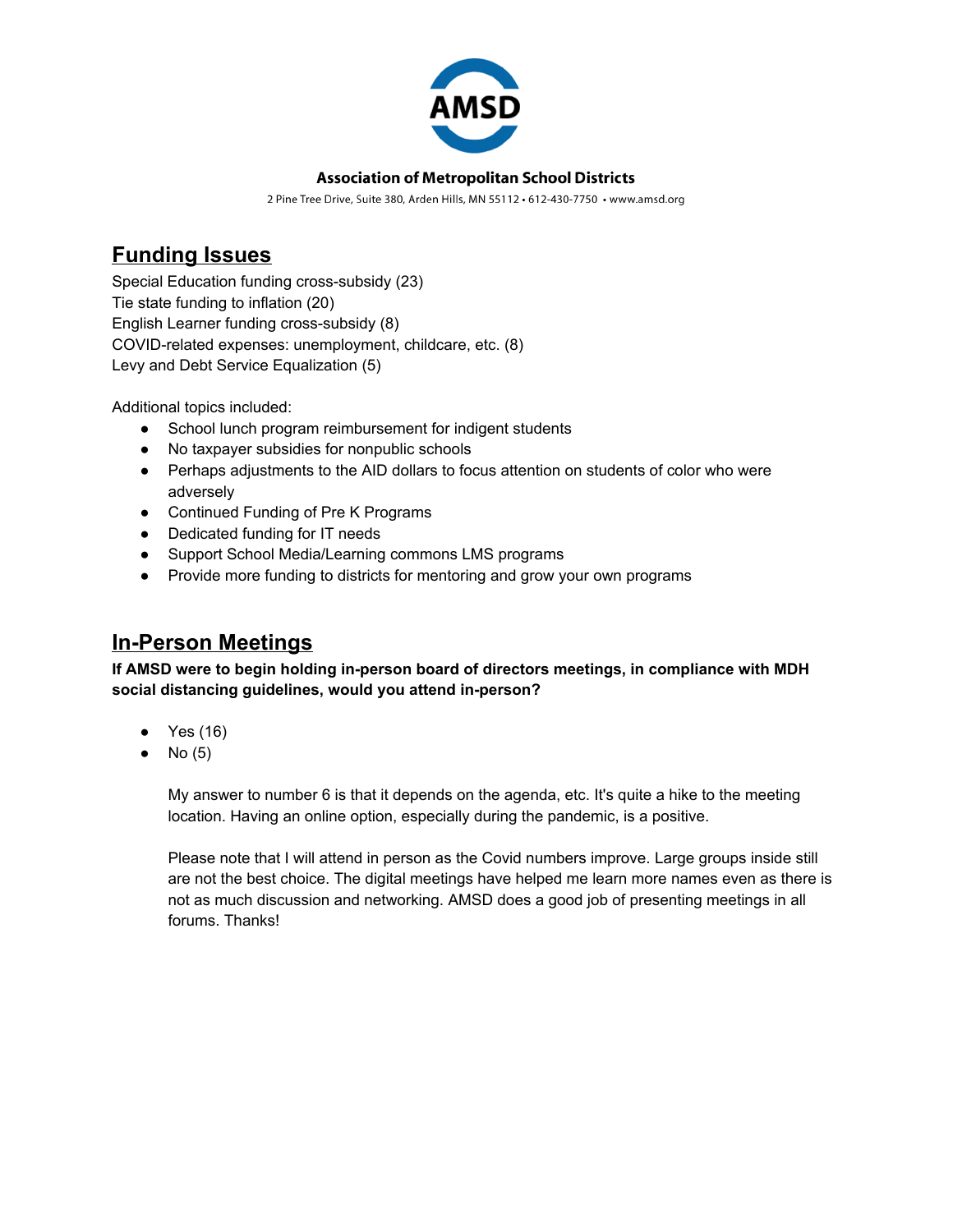**Association of Metropolitan School Districts**

2 Pine Tree Drive, Suite 380, Arden Hills, MN 55112 • 612-430-7750 • www.amsd.org

## Funding Issues

Special Education funding cross-subsidy (23)
Tie state funding to inflation (20)
English Learner funding cross-subsidy (8)
COVID-related expenses: unemployment, childcare, etc. (8)
Levy and Debt Service Equalization (5)

Additional topics included:

- School lunch program reimbursement for indigent students
- No taxpayer subsidies for nonpublic schools
- Perhaps adjustments to the AID dollars to focus attention on students of color who were adversely
- Continued Funding of Pre K Programs
- Dedicated funding for IT needs
- Support School Media/Learning commons LMS programs
- Provide more funding to districts for mentoring and grow your own programs

## In-Person Meetings

**If AMSD were to begin holding in-person board of directors meetings, in compliance with MDH social distancing guidelines, would you attend in-person?**

- Yes (16)
- No (5)

  My answer to number 6 is that it depends on the agenda, etc. It's quite a hike to the meeting location. Having an online option, especially during the pandemic, is a positive.

  Please note that I will attend in person as the Covid numbers improve. Large groups inside still are not the best choice. The digital meetings have helped me learn more names even as there is not as much discussion and networking. AMSD does a good job of presenting meetings in all forums. Thanks!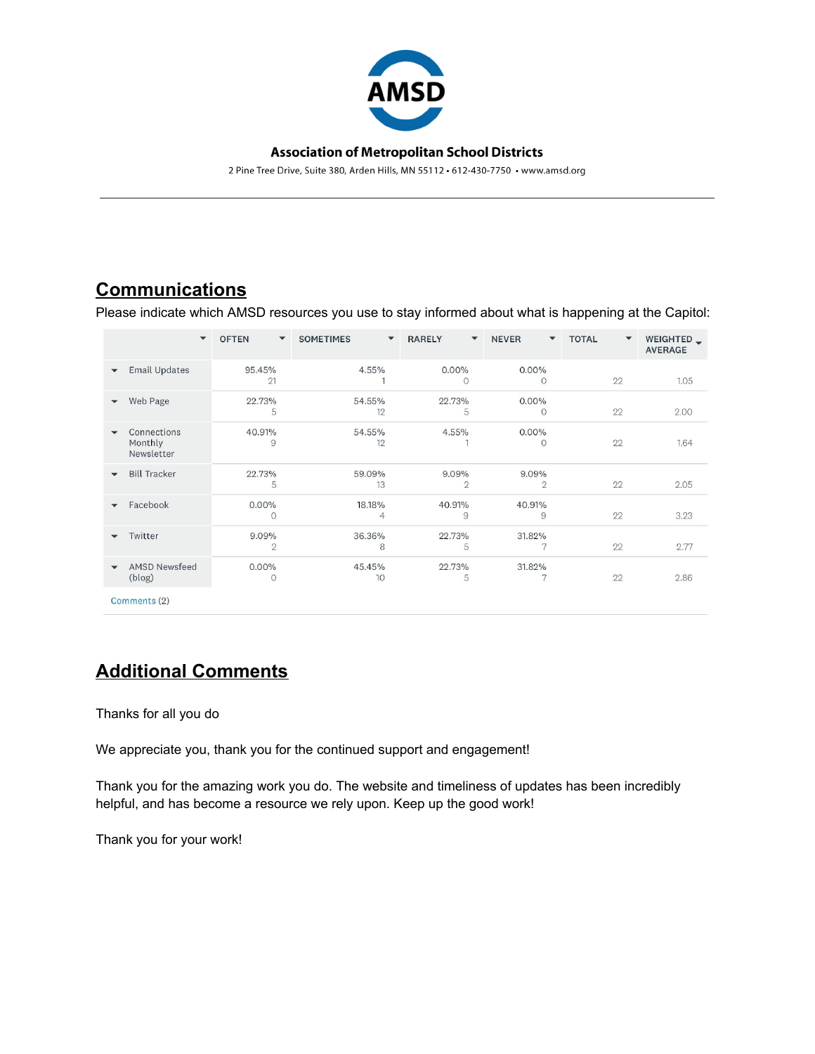**Association of Metropolitan School Districts**

2 Pine Tree Drive, Suite 380, Arden Hills, MN 55112 • 612-430-7750 • www.amsd.org

## Communications

Please indicate which AMSD resources you use to stay informed about what is happening at the Capitol:

| | OFTEN | SOMETIMES | RARELY | NEVER | TOTAL | WEIGHTED AVERAGE |
|---|---|---|---|---|---|---|
| Email Updates | 95.45% 21 | 4.55% 1 | 0.00% 0 | 0.00% 0 | 22 | 1.05 |
| Web Page | 22.73% 5 | 54.55% 12 | 22.73% 5 | 0.00% 0 | 22 | 2.00 |
| Connections Monthly Newsletter | 40.91% 9 | 54.55% 12 | 4.55% 1 | 0.00% 0 | 22 | 1.64 |
| Bill Tracker | 22.73% 5 | 59.09% 13 | 9.09% 2 | 9.09% 2 | 22 | 2.05 |
| Facebook | 0.00% 0 | 18.18% 4 | 40.91% 9 | 40.91% 9 | 22 | 3.23 |
| Twitter | 9.09% 2 | 36.36% 8 | 22.73% 5 | 31.82% 7 | 22 | 2.77 |
| AMSD Newsfeed (blog) | 0.00% 0 | 45.45% 10 | 22.73% 5 | 31.82% 7 | 22 | 2.86 |

Comments (2)

## Additional Comments

Thanks for all you do

We appreciate you, thank you for the continued support and engagement!

Thank you for the amazing work you do. The website and timeliness of updates has been incredibly helpful, and has become a resource we rely upon. Keep up the good work!

Thank you for your work!